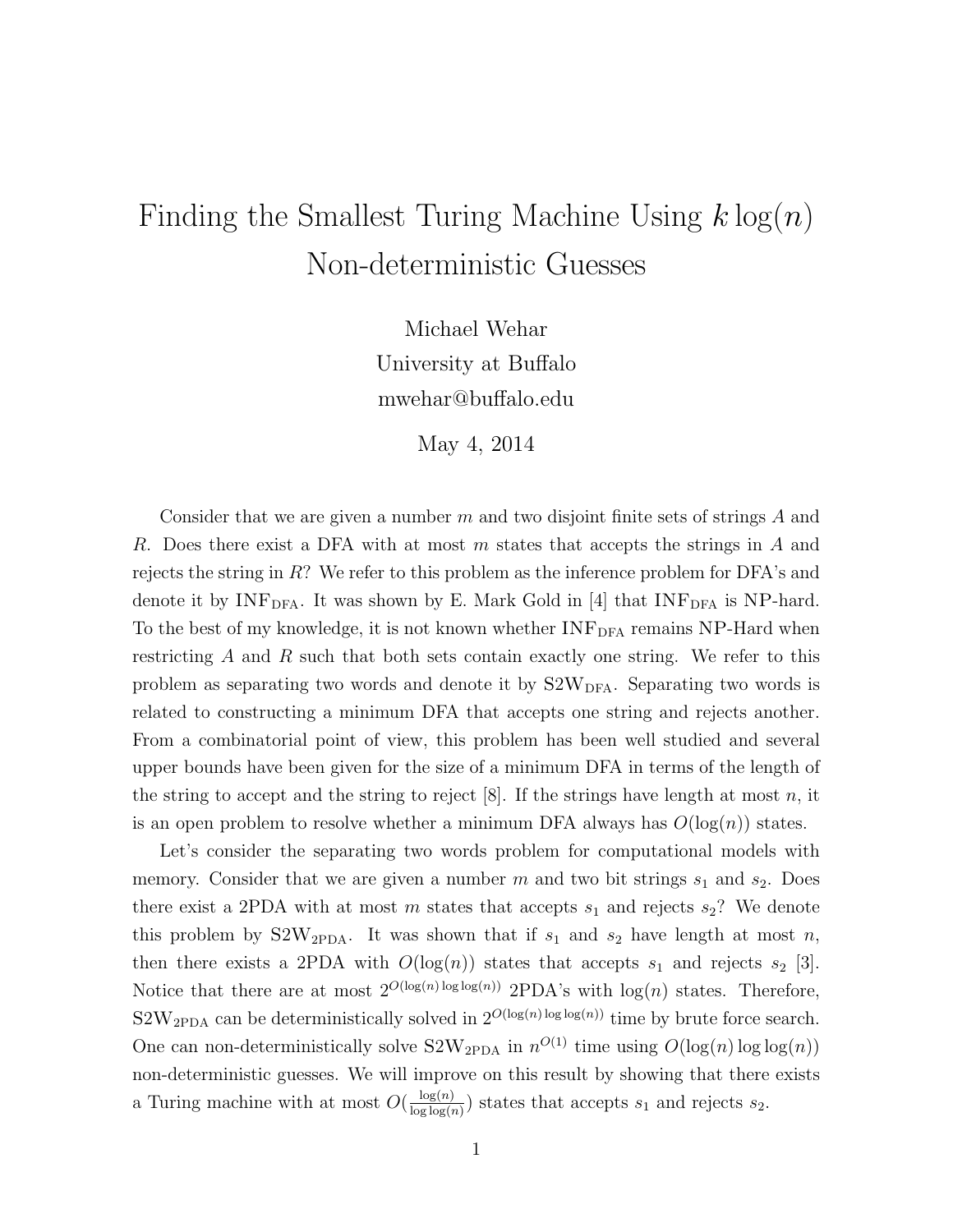# Finding the Smallest Turing Machine Using $k\log(n)$ Non-deterministic Guesses

Michael Wehar
University at Buffalo
mwehar@buffalo.edu

May 4, 2014

Consider that we are given a number $m$ and two disjoint finite sets of strings $A$ and $R$. Does there exist a DFA with at most $m$ states that accepts the strings in $A$ and rejects the string in $R$? We refer to this problem as the inference problem for DFA's and denote it by $\text{INF}_{\text{DFA}}$. It was shown by E. Mark Gold in [4] that $\text{INF}_{\text{DFA}}$ is NP-hard. To the best of my knowledge, it is not known whether $\text{INF}_{\text{DFA}}$ remains NP-Hard when restricting $A$ and $R$ such that both sets contain exactly one string. We refer to this problem as separating two words and denote it by $\text{S2W}_{\text{DFA}}$. Separating two words is related to constructing a minimum DFA that accepts one string and rejects another. From a combinatorial point of view, this problem has been well studied and several upper bounds have been given for the size of a minimum DFA in terms of the length of the string to accept and the string to reject [8]. If the strings have length at most $n$, it is an open problem to resolve whether a minimum DFA always has $O(\log(n))$ states.

Let's consider the separating two words problem for computational models with memory. Consider that we are given a number $m$ and two bit strings $s_1$ and $s_2$. Does there exist a 2PDA with at most $m$ states that accepts $s_1$ and rejects $s_2$? We denote this problem by $\text{S2W}_{\text{2PDA}}$. It was shown that if $s_1$ and $s_2$ have length at most $n$, then there exists a 2PDA with $O(\log(n))$ states that accepts $s_1$ and rejects $s_2$ [3]. Notice that there are at most $2^{O(\log(n)\log\log(n))}$ 2PDA's with $\log(n)$ states. Therefore, $\text{S2W}_{\text{2PDA}}$ can be deterministically solved in $2^{O(\log(n)\log\log(n))}$ time by brute force search. One can non-deterministically solve $\text{S2W}_{\text{2PDA}}$ in $n^{O(1)}$ time using $O(\log(n)\log\log(n))$ non-deterministic guesses. We will improve on this result by showing that there exists a Turing machine with at most $O(\frac{\log(n)}{\log\log(n)})$ states that accepts $s_1$ and rejects $s_2$.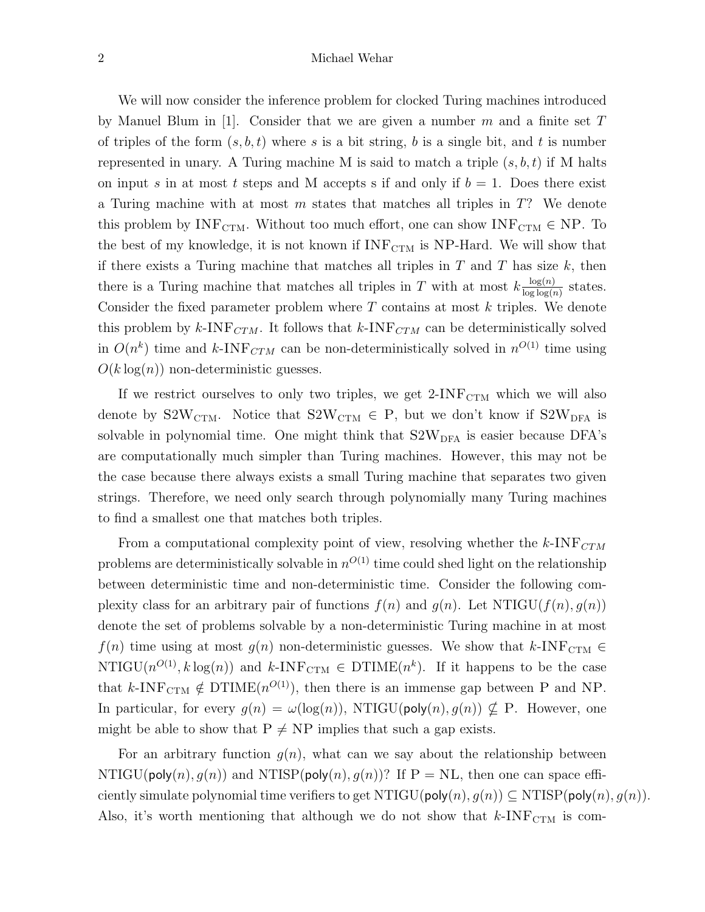We will now consider the inference problem for clocked Turing machines introduced by Manuel Blum in [1]. Consider that we are given a number $m$ and a finite set $T$ of triples of the form $(s, b, t)$ where $s$ is a bit string, $b$ is a single bit, and $t$ is number represented in unary. A Turing machine M is said to match a triple $(s, b, t)$ if M halts on input $s$ in at most $t$ steps and M accepts s if and only if $b = 1$. Does there exist a Turing machine with at most $m$ states that matches all triples in $T$? We denote this problem by $\text{INF}_{\text{CTM}}$. Without too much effort, one can show $\text{INF}_{\text{CTM}} \in \text{NP}$. To the best of my knowledge, it is not known if $\text{INF}_{\text{CTM}}$ is NP-Hard. We will show that if there exists a Turing machine that matches all triples in $T$ and $T$ has size $k$, then there is a Turing machine that matches all triples in $T$ with at most $k\frac{\log(n)}{\log\log(n)}$ states. Consider the fixed parameter problem where $T$ contains at most $k$ triples. We denote this problem by $k\text{-INF}_{CTM}$. It follows that $k\text{-INF}_{CTM}$ can be deterministically solved in $O(n^k)$ time and $k\text{-INF}_{CTM}$ can be non-deterministically solved in $n^{O(1)}$ time using $O(k\log(n))$ non-deterministic guesses.

If we restrict ourselves to only two triples, we get $2\text{-INF}_{\text{CTM}}$ which we will also denote by $\text{S2W}_{\text{CTM}}$. Notice that $\text{S2W}_{\text{CTM}} \in \text{P}$, but we don't know if $\text{S2W}_{\text{DFA}}$ is solvable in polynomial time. One might think that $\text{S2W}_{\text{DFA}}$ is easier because DFA's are computationally much simpler than Turing machines. However, this may not be the case because there always exists a small Turing machine that separates two given strings. Therefore, we need only search through polynomially many Turing machines to find a smallest one that matches both triples.

From a computational complexity point of view, resolving whether the $k\text{-INF}_{CTM}$ problems are deterministically solvable in $n^{O(1)}$ time could shed light on the relationship between deterministic time and non-deterministic time. Consider the following complexity class for an arbitrary pair of functions $f(n)$ and $g(n)$. Let $\text{NTIGU}(f(n), g(n))$ denote the set of problems solvable by a non-deterministic Turing machine in at most $f(n)$ time using at most $g(n)$ non-deterministic guesses. We show that $k\text{-INF}_{\text{CTM}} \in \text{NTIGU}(n^{O(1)}, k\log(n))$ and $k\text{-INF}_{\text{CTM}} \in \text{DTIME}(n^k)$. If it happens to be the case that $k\text{-INF}_{\text{CTM}} \notin \text{DTIME}(n^{O(1)})$, then there is an immense gap between P and NP. In particular, for every $g(n) = \omega(\log(n))$, $\text{NTIGU}(\mathsf{poly}(n), g(n)) \nsubseteq \text{P}$. However, one might be able to show that $\text{P} \neq \text{NP}$ implies that such a gap exists.

For an arbitrary function $g(n)$, what can we say about the relationship between $\text{NTIGU}(\mathsf{poly}(n), g(n))$ and $\text{NTISP}(\mathsf{poly}(n), g(n))$? If $\text{P} = \text{NL}$, then one can space efficiently simulate polynomial time verifiers to get $\text{NTIGU}(\mathsf{poly}(n), g(n)) \subseteq \text{NTISP}(\mathsf{poly}(n), g(n))$. Also, it's worth mentioning that although we do not show that $k\text{-INF}_{\text{CTM}}$ is com-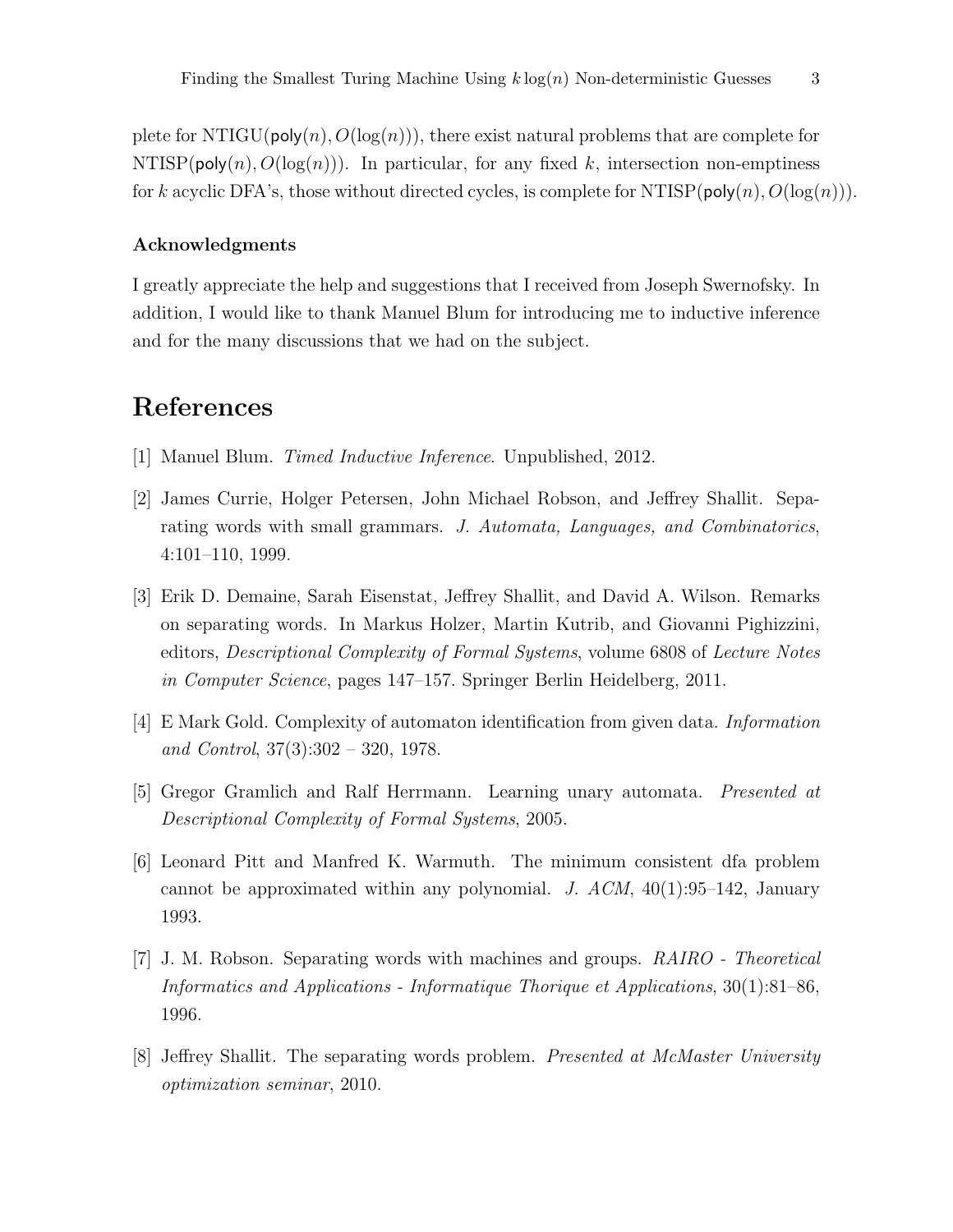plete for NTIGU($\mathsf{poly}(n), O(\log(n))$), there exist natural problems that are complete for NTISP($\mathsf{poly}(n), O(\log(n))$). In particular, for any fixed $k$, intersection non-emptiness for $k$ acyclic DFA's, those without directed cycles, is complete for NTISP($\mathsf{poly}(n), O(\log(n))$).

### Acknowledgments

I greatly appreciate the help and suggestions that I received from Joseph Swernofsky. In addition, I would like to thank Manuel Blum for introducing me to inductive inference and for the many discussions that we had on the subject.

## References

[1] Manuel Blum. *Timed Inductive Inference*. Unpublished, 2012.

[2] James Currie, Holger Petersen, John Michael Robson, and Jeffrey Shallit. Separating words with small grammars. *J. Automata, Languages, and Combinatorics*, 4:101–110, 1999.

[3] Erik D. Demaine, Sarah Eisenstat, Jeffrey Shallit, and David A. Wilson. Remarks on separating words. In Markus Holzer, Martin Kutrib, and Giovanni Pighizzini, editors, *Descriptional Complexity of Formal Systems*, volume 6808 of *Lecture Notes in Computer Science*, pages 147–157. Springer Berlin Heidelberg, 2011.

[4] E Mark Gold. Complexity of automaton identification from given data. *Information and Control*, 37(3):302 – 320, 1978.

[5] Gregor Gramlich and Ralf Herrmann. Learning unary automata. *Presented at Descriptional Complexity of Formal Systems*, 2005.

[6] Leonard Pitt and Manfred K. Warmuth. The minimum consistent dfa problem cannot be approximated within any polynomial. *J. ACM*, 40(1):95–142, January 1993.

[7] J. M. Robson. Separating words with machines and groups. *RAIRO - Theoretical Informatics and Applications - Informatique Thorique et Applications*, 30(1):81–86, 1996.

[8] Jeffrey Shallit. The separating words problem. *Presented at McMaster University optimization seminar*, 2010.